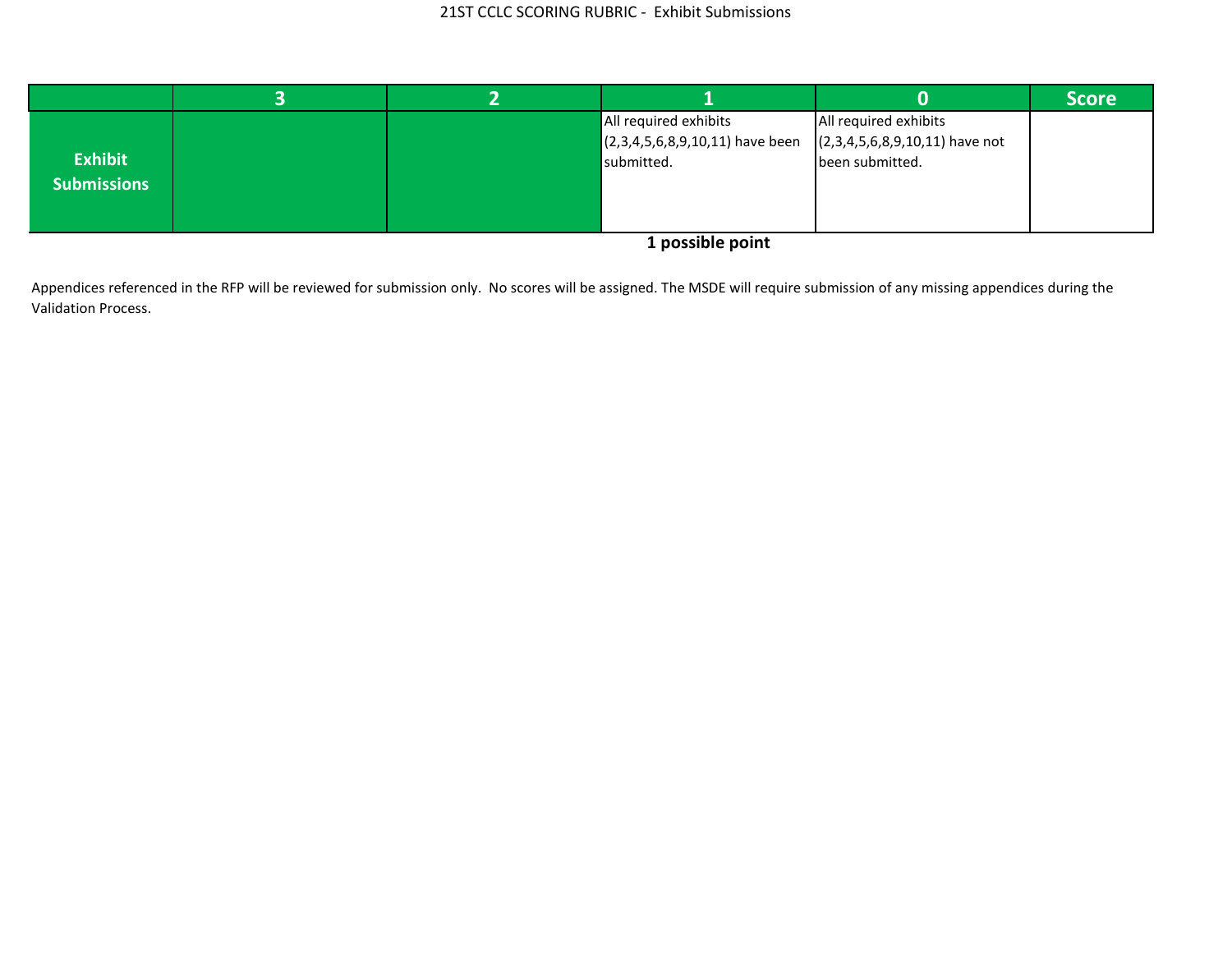# 21ST CCLC SCORING RUBRIC - Exhibit Submissions

| | 3 | 2 | 1 | 0 | Score |
|---|---|---|---|---|---|
| **Exhibit Submissions** | | | All required exhibits (2,3,4,5,6,8,9,10,11) have been submitted. | All required exhibits (2,3,4,5,6,8,9,10,11) have not been submitted. | |

**1 possible point**

Appendices referenced in the RFP will be reviewed for submission only. No scores will be assigned. The MSDE will require submission of any missing appendices during the Validation Process.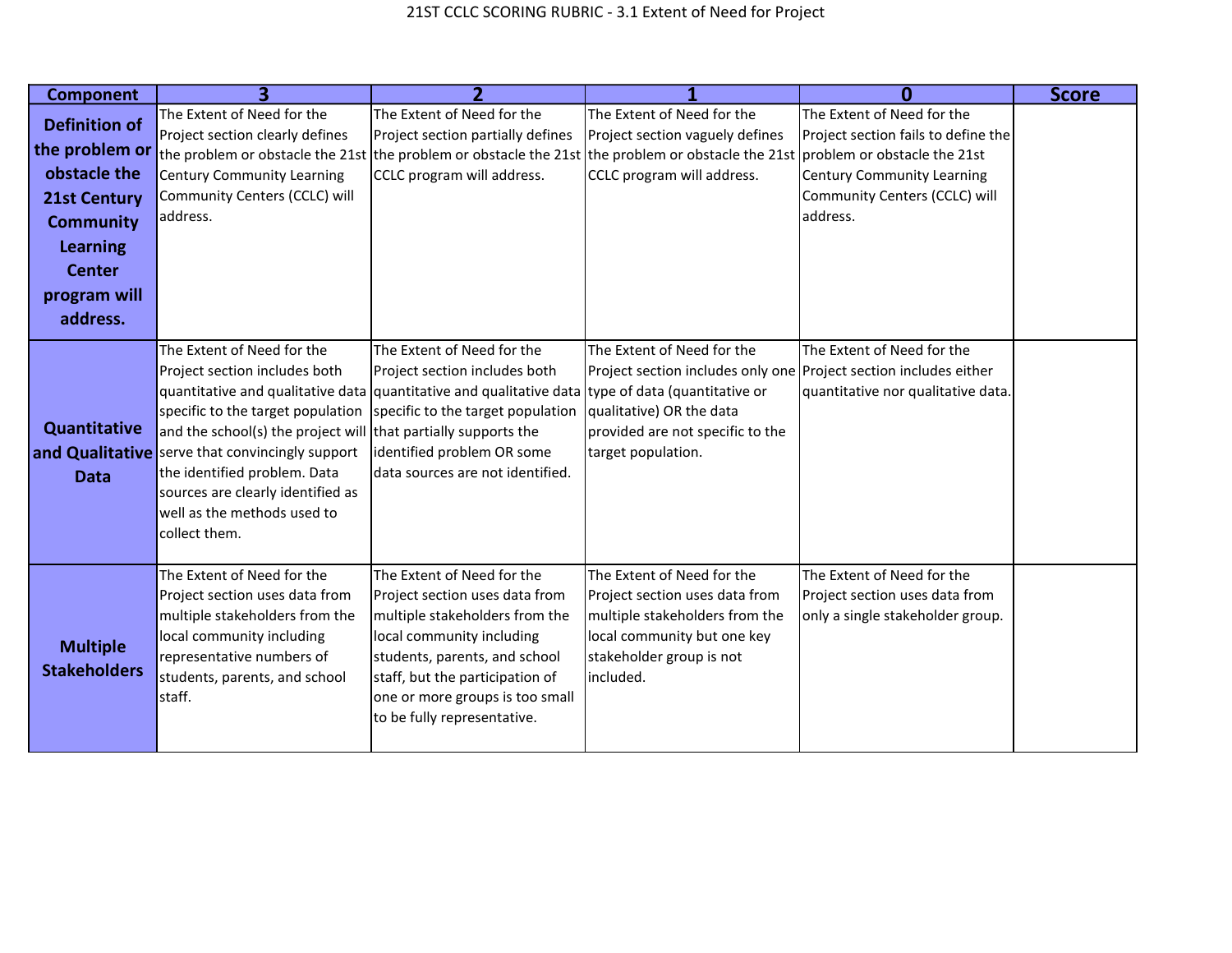# 21ST CCLC SCORING RUBRIC - 3.1 Extent of Need for Project

| Component | 3 | 2 | 1 | 0 | Score |
|---|---|---|---|---|---|
| **Definition of the problem or obstacle the 21st Century Community Learning Center program will address.** | The Extent of Need for the Project section clearly defines the problem or obstacle the 21st Century Community Learning Community Centers (CCLC) will address. | The Extent of Need for the Project section partially defines the problem or obstacle the 21st CCLC program will address. | The Extent of Need for the Project section vaguely defines the problem or obstacle the 21st CCLC program will address. | The Extent of Need for the Project section fails to define the problem or obstacle the 21st Century Community Learning Community Centers (CCLC) will address. | |
| **Quantitative and Qualitative Data** | The Extent of Need for the Project section includes both quantitative and qualitative data specific to the target population and the school(s) the project will serve that convincingly support the identified problem. Data sources are clearly identified as well as the methods used to collect them. | The Extent of Need for the Project section includes both quantitative and qualitative data specific to the target population that partially supports the identified problem OR some data sources are not identified. | The Extent of Need for the Project section includes only one type of data (quantitative or qualitative) OR the data provided are not specific to the target population. | The Extent of Need for the Project section includes either quantitative nor qualitative data. | |
| **Multiple Stakeholders** | The Extent of Need for the Project section uses data from multiple stakeholders from the local community including representative numbers of students, parents, and school staff. | The Extent of Need for the Project section uses data from multiple stakeholders from the local community including students, parents, and school staff, but the participation of one or more groups is too small to be fully representative. | The Extent of Need for the Project section uses data from multiple stakeholders from the local community but one key stakeholder group is not included. | The Extent of Need for the Project section uses data from only a single stakeholder group. | |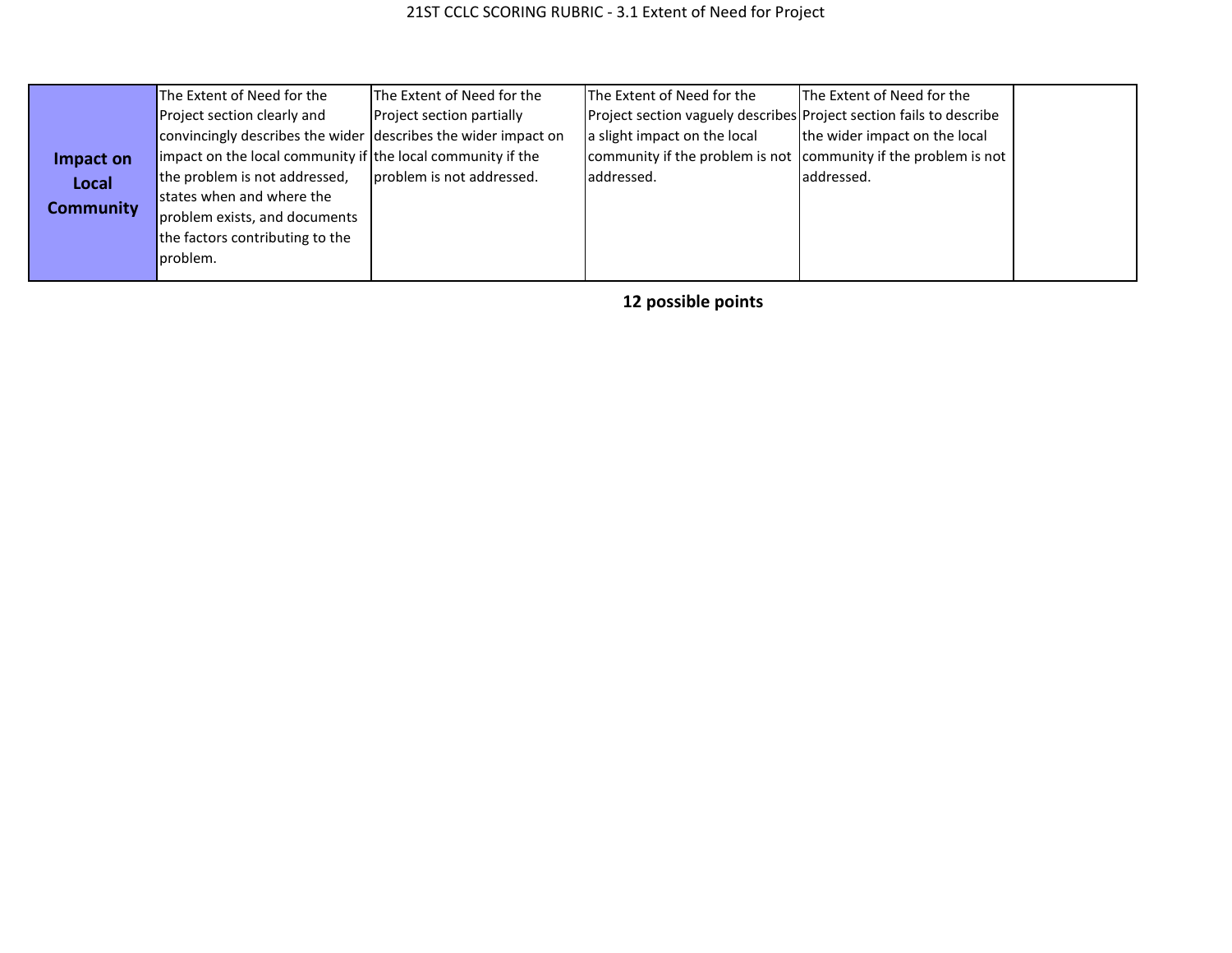# 21ST CCLC SCORING RUBRIC - 3.1 Extent of Need for Project

| | | | | | |
|---|---|---|---|---|---|
| **Impact on Local Community** | The Extent of Need for the Project section clearly and convincingly describes the wider impact on the local community if the problem is not addressed, states when and where the problem exists, and documents the factors contributing to the problem. | The Extent of Need for the Project section partially describes the wider impact on the local community if the problem is not addressed. | The Extent of Need for the Project section vaguely describes a slight impact on the local community if the problem is not addressed. | The Extent of Need for the Project section fails to describe the wider impact on the local community if the problem is not addressed. | |

**12 possible points**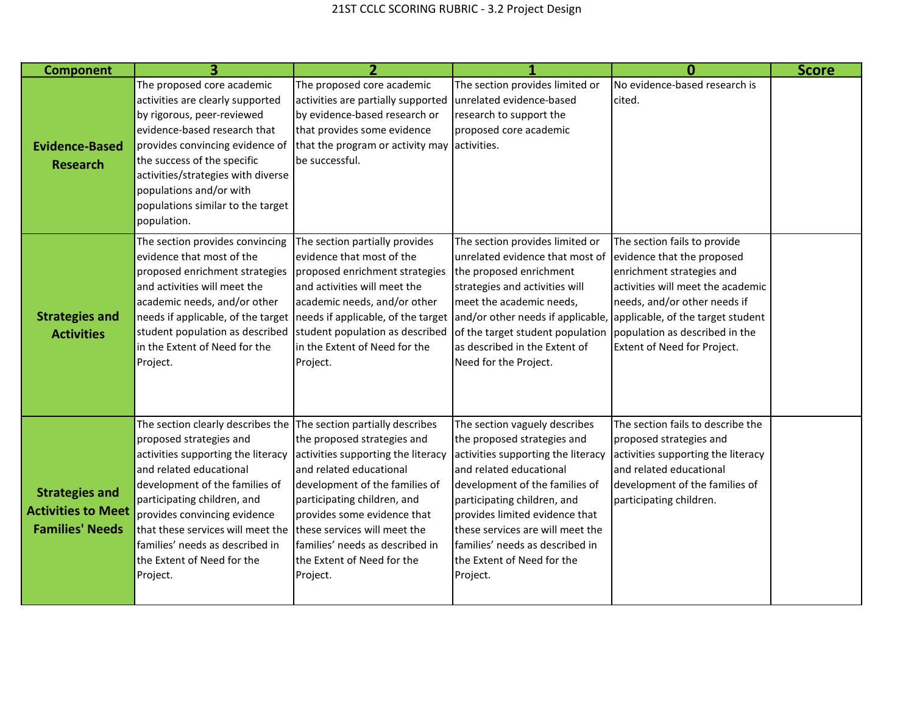# 21ST CCLC SCORING RUBRIC - 3.2 Project Design

| Component | 3 | 2 | 1 | 0 | Score |
|---|---|---|---|---|---|
| **Evidence-Based Research** | The proposed core academic activities are clearly supported by rigorous, peer-reviewed evidence-based research that provides convincing evidence of the success of the specific activities/strategies with diverse populations and/or with populations similar to the target population. | The proposed core academic activities are partially supported by evidence-based research or that provides some evidence that the program or activity may be successful. | The section provides limited or unrelated evidence-based research to support the proposed core academic activities. | No evidence-based research is cited. | |
| **Strategies and Activities** | The section provides convincing evidence that most of the proposed enrichment strategies and activities will meet the academic needs, and/or other needs if applicable, of the target student population as described in the Extent of Need for the Project. | The section partially provides evidence that most of the proposed enrichment strategies and activities will meet the academic needs, and/or other needs if applicable, of the target student population as described in the Extent of Need for the Project. | The section provides limited or unrelated evidence that most of the proposed enrichment strategies and activities will meet the academic needs, and/or other needs if applicable, of the target student population as described in the Extent of Need for the Project. | The section fails to provide evidence that the proposed enrichment strategies and activities will meet the academic needs, and/or other needs if applicable, of the target student population as described in the Extent of Need for Project. | |
| **Strategies and Activities to Meet Families' Needs** | The section clearly describes the proposed strategies and activities supporting the literacy and related educational development of the families of participating children, and provides convincing evidence that these services will meet the families' needs as described in the Extent of Need for the Project. | The section partially describes the proposed strategies and activities supporting the literacy and related educational development of the families of participating children, and provides some evidence that these services will meet the families' needs as described in the Extent of Need for the Project. | The section vaguely describes the proposed strategies and activities supporting the literacy and related educational development of the families of participating children, and provides limited evidence that these services are will meet the families' needs as described in the Extent of Need for the Project. | The section fails to describe the proposed strategies and activities supporting the literacy and related educational development of the families of participating children. | |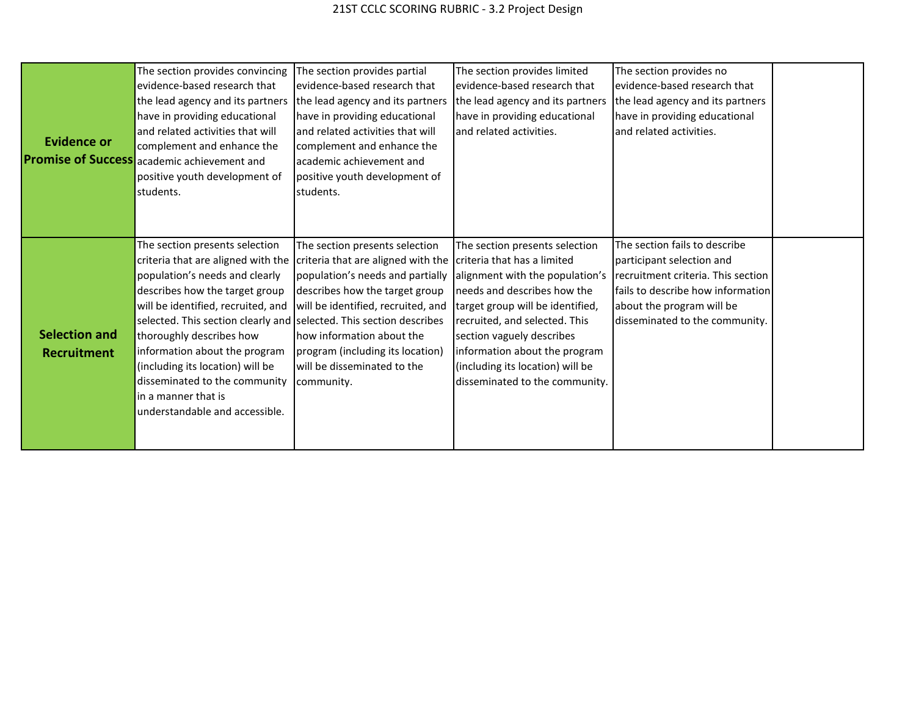21ST CCLC SCORING RUBRIC - 3.2 Project Design

| | | | | | |
|---|---|---|---|---|---|
| **Evidence or Promise of Success** | The section provides convincing evidence-based research that the lead agency and its partners have in providing educational and related activities that will complement and enhance the academic achievement and positive youth development of students. | The section provides partial evidence-based research that the lead agency and its partners have in providing educational and related activities that will complement and enhance the academic achievement and positive youth development of students. | The section provides limited evidence-based research that the lead agency and its partners have in providing educational and related activities. | The section provides no evidence-based research that the lead agency and its partners have in providing educational and related activities. | |
| **Selection and Recruitment** | The section presents selection criteria that are aligned with the population's needs and clearly describes how the target group will be identified, recruited, and selected. This section clearly and thoroughly describes how information about the program (including its location) will be disseminated to the community in a manner that is understandable and accessible. | The section presents selection criteria that are aligned with the population's needs and partially describes how the target group will be identified, recruited, and selected. This section describes how information about the program (including its location) will be disseminated to the community. | The section presents selection criteria that has a limited alignment with the population's needs and describes how the target group will be identified, recruited, and selected. This section vaguely describes information about the program (including its location) will be disseminated to the community. | The section fails to describe participant selection and recruitment criteria. This section fails to describe how information about the program will be disseminated to the community. | |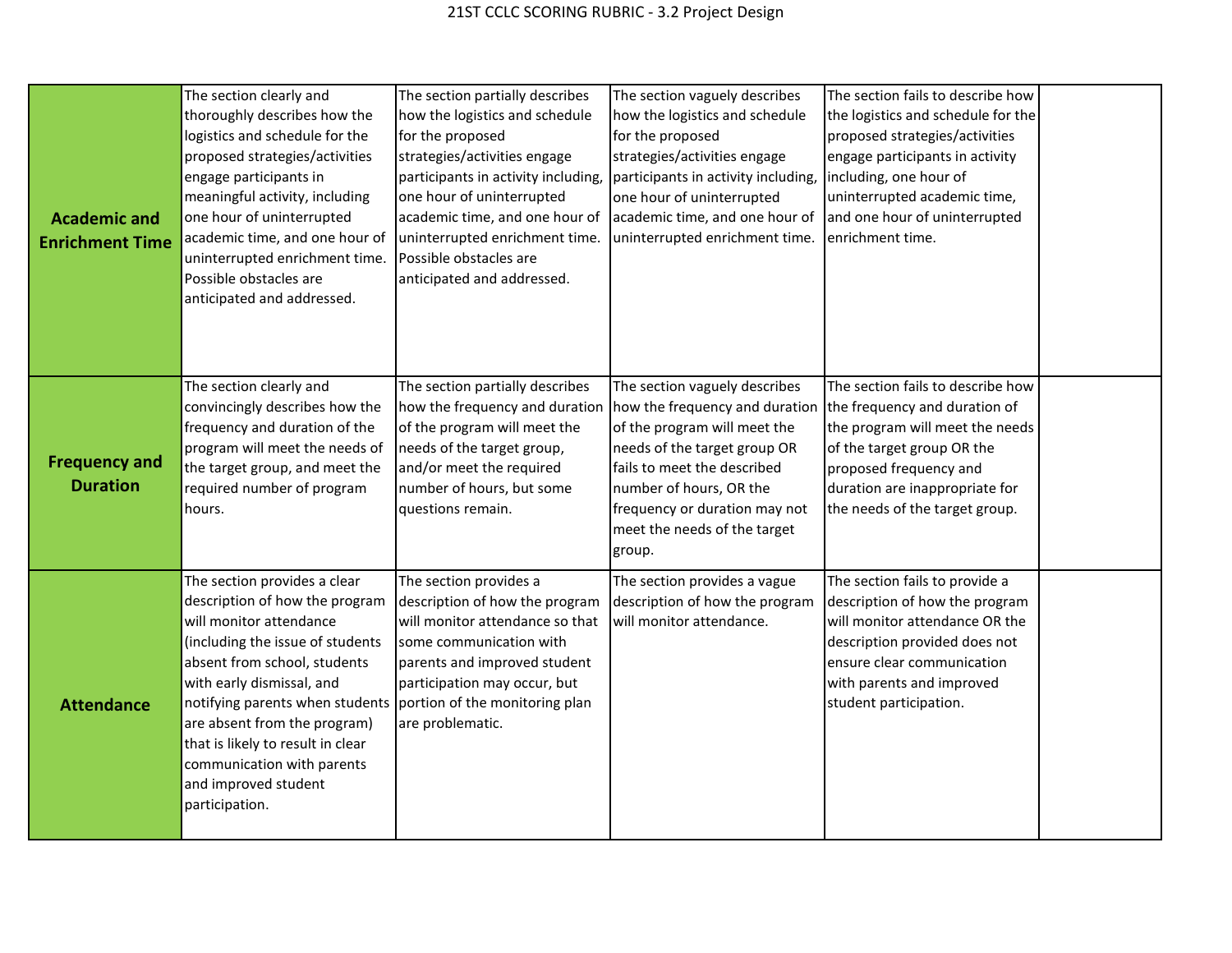# 21ST CCLC SCORING RUBRIC - 3.2 Project Design

| | | | | | |
|---|---|---|---|---|---|
| **Academic and Enrichment Time** | The section clearly and thoroughly describes how the logistics and schedule for the proposed strategies/activities engage participants in meaningful activity, including one hour of uninterrupted academic time, and one hour of uninterrupted enrichment time. Possible obstacles are anticipated and addressed. | The section partially describes how the logistics and schedule for the proposed strategies/activities engage participants in activity including, one hour of uninterrupted academic time, and one hour of uninterrupted enrichment time. Possible obstacles are anticipated and addressed. | The section vaguely describes how the logistics and schedule for the proposed strategies/activities engage participants in activity including, one hour of uninterrupted academic time, and one hour of uninterrupted enrichment time. | The section fails to describe how the logistics and schedule for the proposed strategies/activities engage participants in activity including, one hour of uninterrupted academic time, and one hour of uninterrupted enrichment time. | |
| **Frequency and Duration** | The section clearly and convincingly describes how the frequency and duration of the program will meet the needs of the target group, and meet the required number of program hours. | The section partially describes how the frequency and duration of the program will meet the needs of the target group, and/or meet the required number of hours, but some questions remain. | The section vaguely describes how the frequency and duration of the program will meet the needs of the target group OR fails to meet the described number of hours, OR the frequency or duration may not meet the needs of the target group. | The section fails to describe how the frequency and duration of the program will meet the needs of the target group OR the proposed frequency and duration are inappropriate for the needs of the target group. | |
| **Attendance** | The section provides a clear description of how the program will monitor attendance (including the issue of students absent from school, students with early dismissal, and notifying parents when students are absent from the program) that is likely to result in clear communication with parents and improved student participation. | The section provides a description of how the program will monitor attendance so that some communication with parents and improved student participation may occur, but portion of the monitoring plan are problematic. | The section provides a vague description of how the program will monitor attendance. | The section fails to provide a description of how the program will monitor attendance OR the description provided does not ensure clear communication with parents and improved student participation. | |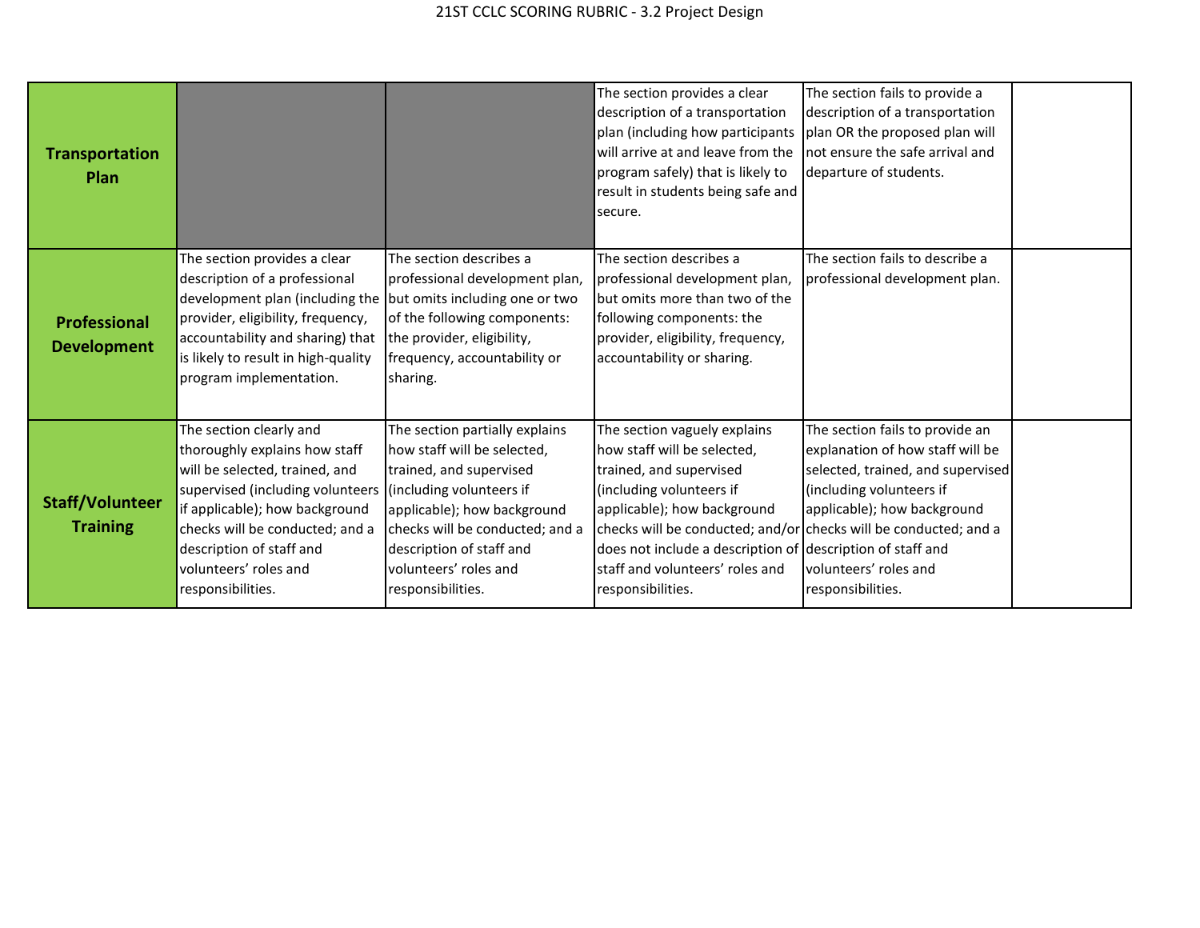21ST CCLC SCORING RUBRIC - 3.2 Project Design

| | | | | | |
|---|---|---|---|---|---|
| **Transportation Plan** | | | The section provides a clear description of a transportation plan (including how participants will arrive at and leave from the program safely) that is likely to result in students being safe and secure. | The section fails to provide a description of a transportation plan OR the proposed plan will not ensure the safe arrival and departure of students. | |
| **Professional Development** | The section provides a clear description of a professional development plan (including the provider, eligibility, frequency, accountability and sharing) that is likely to result in high-quality program implementation. | The section describes a professional development plan, but omits including one or two of the following components: the provider, eligibility, frequency, accountability or sharing. | The section describes a professional development plan, but omits more than two of the following components: the provider, eligibility, frequency, accountability or sharing. | The section fails to describe a professional development plan. | |
| **Staff/Volunteer Training** | The section clearly and thoroughly explains how staff will be selected, trained, and supervised (including volunteers if applicable); how background checks will be conducted; and a description of staff and volunteers' roles and responsibilities. | The section partially explains how staff will be selected, trained, and supervised (including volunteers if applicable); how background checks will be conducted; and a description of staff and volunteers' roles and responsibilities. | The section vaguely explains how staff will be selected, trained, and supervised (including volunteers if applicable); how background checks will be conducted; and/or does not include a description of staff and volunteers' roles and responsibilities. | The section fails to provide an explanation of how staff will be selected, trained, and supervised (including volunteers if applicable); how background checks will be conducted; and a description of staff and volunteers' roles and responsibilities. | |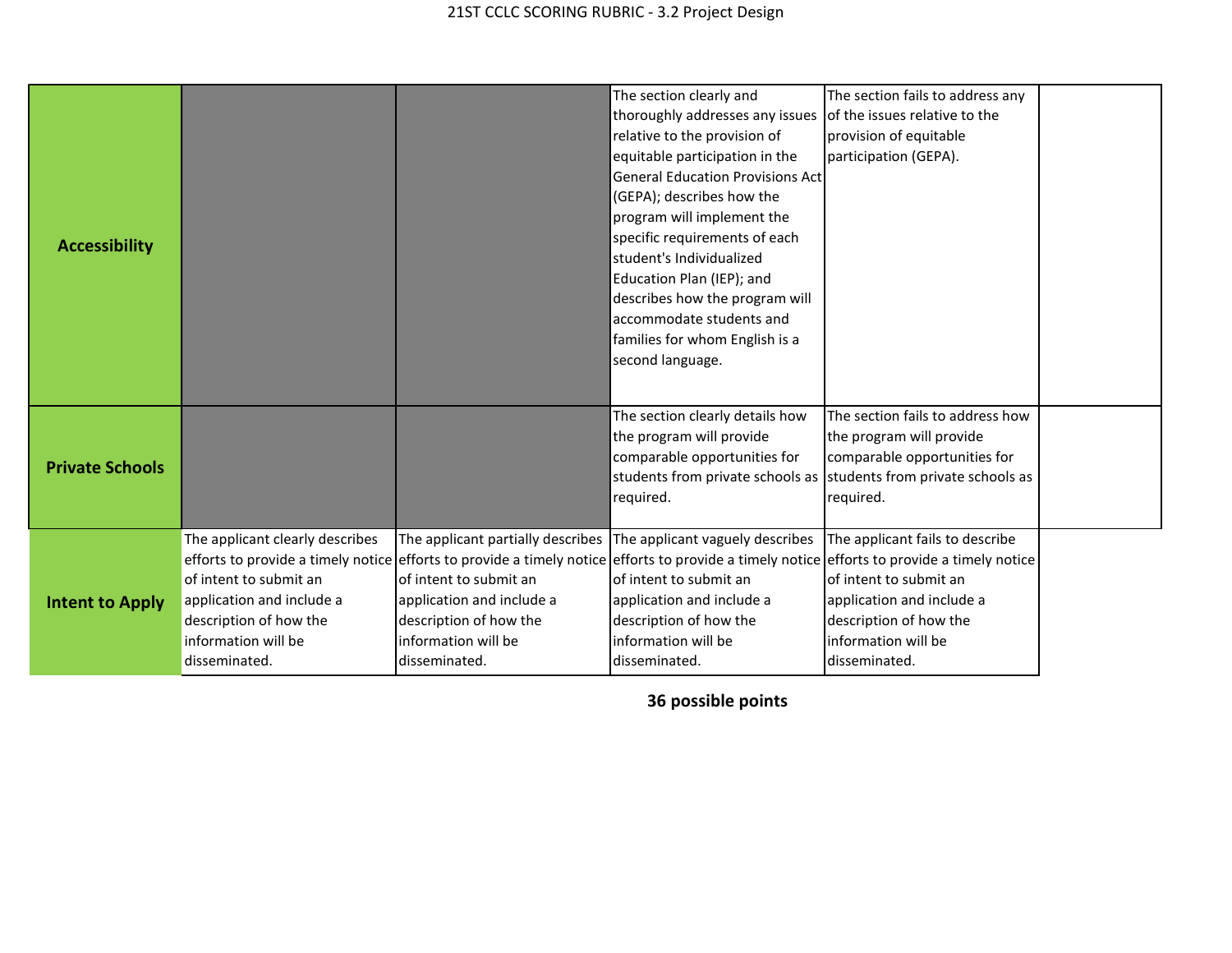# 21ST CCLC SCORING RUBRIC - 3.2 Project Design

| | | | | | |
|---|---|---|---|---|---|
| **Accessibility** | | | The section clearly and thoroughly addresses any issues relative to the provision of equitable participation in the General Education Provisions Act (GEPA); describes how the program will implement the specific requirements of each student's Individualized Education Plan (IEP); and describes how the program will accommodate students and families for whom English is a second language. | The section fails to address any of the issues relative to the provision of equitable participation (GEPA). | |
| **Private Schools** | | | The section clearly details how the program will provide comparable opportunities for students from private schools as required. | The section fails to address how the program will provide comparable opportunities for students from private schools as required. | |
| **Intent to Apply** | The applicant clearly describes efforts to provide a timely notice of intent to submit an application and include a description of how the information will be disseminated. | The applicant partially describes efforts to provide a timely notice of intent to submit an application and include a description of how the information will be disseminated. | The applicant vaguely describes efforts to provide a timely notice of intent to submit an application and include a description of how the information will be disseminated. | The applicant fails to describe efforts to provide a timely notice of intent to submit an application and include a description of how the information will be disseminated. | |

**36 possible points**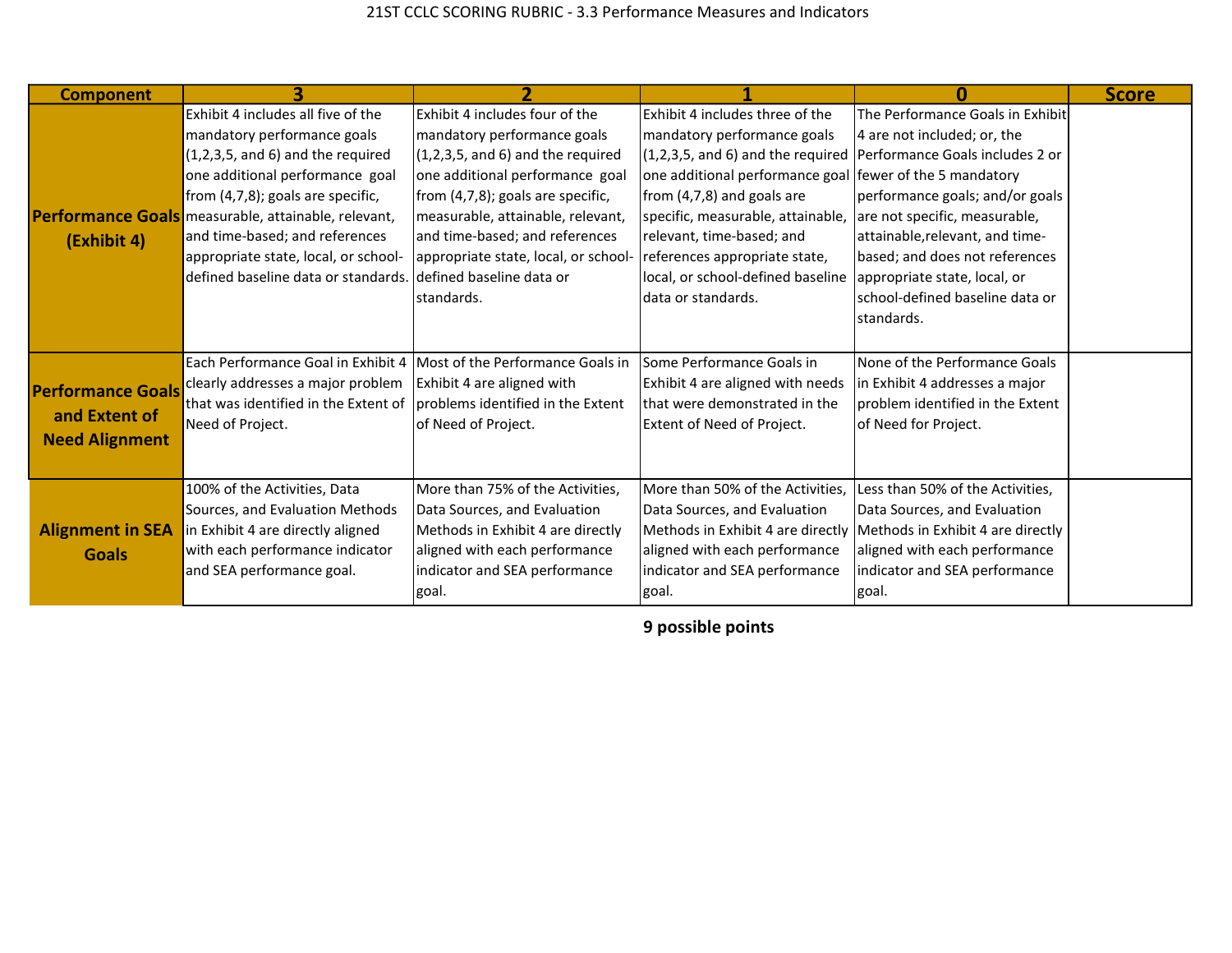# 21ST CCLC SCORING RUBRIC - 3.3 Performance Measures and Indicators

| Component | 3 | 2 | 1 | 0 | Score |
|---|---|---|---|---|---|
| **Performance Goals (Exhibit 4)** | Exhibit 4 includes all five of the mandatory performance goals (1,2,3,5, and 6) and the required one additional performance goal from (4,7,8); goals are specific, measurable, attainable, relevant, and time-based; and references appropriate state, local, or school-defined baseline data or standards. | Exhibit 4 includes four of the mandatory performance goals (1,2,3,5, and 6) and the required one additional performance goal from (4,7,8); goals are specific, measurable, attainable, relevant, and time-based; and references appropriate state, local, or school-defined baseline data or standards. | Exhibit 4 includes three of the mandatory performance goals (1,2,3,5, and 6) and the required one additional performance goal from (4,7,8) and goals are specific, measurable, attainable, relevant, time-based; and references appropriate state, local, or school-defined baseline data or standards. | The Performance Goals in Exhibit 4 are not included; or, the Performance Goals includes 2 or fewer of the 5 mandatory performance goals; and/or goals are not specific, measurable, attainable,relevant, and time-based; and does not references appropriate state, local, or school-defined baseline data or standards. | |
| **Performance Goals and Extent of Need Alignment** | Each Performance Goal in Exhibit 4 clearly addresses a major problem that was identified in the Extent of Need of Project. | Most of the Performance Goals in Exhibit 4 are aligned with problems identified in the Extent of Need of Project. | Some Performance Goals in Exhibit 4 are aligned with needs that were demonstrated in the Extent of Need of Project. | None of the Performance Goals in Exhibit 4 addresses a major problem identified in the Extent of Need for Project. | |
| **Alignment in SEA Goals** | 100% of the Activities, Data Sources, and Evaluation Methods in Exhibit 4 are directly aligned with each performance indicator and SEA performance goal. | More than 75% of the Activities, Data Sources, and Evaluation Methods in Exhibit 4 are directly aligned with each performance indicator and SEA performance goal. | More than 50% of the Activities, Data Sources, and Evaluation Methods in Exhibit 4 are directly aligned with each performance indicator and SEA performance goal. | Less than 50% of the Activities, Data Sources, and Evaluation Methods in Exhibit 4 are directly aligned with each performance indicator and SEA performance goal. | |

**9 possible points**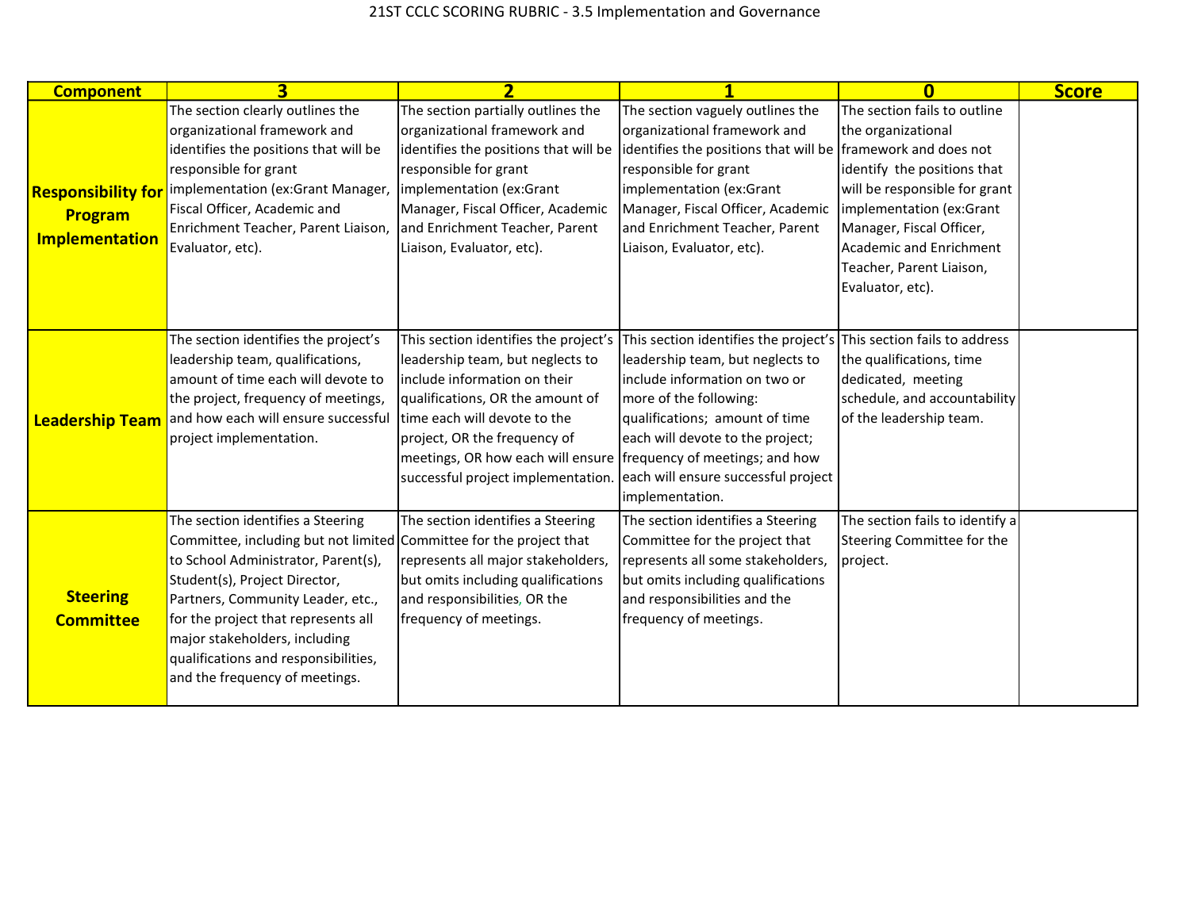# 21ST CCLC SCORING RUBRIC - 3.5 Implementation and Governance

| Component | 3 | 2 | 1 | 0 | Score |
|---|---|---|---|---|---|
| **Responsibility for Program Implementation** | The section clearly outlines the organizational framework and identifies the positions that will be responsible for grant implementation (ex:Grant Manager, Fiscal Officer, Academic and Enrichment Teacher, Parent Liaison, Evaluator, etc). | The section partially outlines the organizational framework and identifies the positions that will be responsible for grant implementation (ex:Grant Manager, Fiscal Officer, Academic and Enrichment Teacher, Parent Liaison, Evaluator, etc). | The section vaguely outlines the organizational framework and identifies the positions that will be responsible for grant implementation (ex:Grant Manager, Fiscal Officer, Academic and Enrichment Teacher, Parent Liaison, Evaluator, etc). | The section fails to outline the organizational framework and does not identify the positions that will be responsible for grant implementation (ex:Grant Manager, Fiscal Officer, Academic and Enrichment Teacher, Parent Liaison, Evaluator, etc). | |
| **Leadership Team** | The section identifies the project's leadership team, qualifications, amount of time each will devote to the project, frequency of meetings, and how each will ensure successful project implementation. | This section identifies the project's leadership team, but neglects to include information on their qualifications, OR the amount of time each will devote to the project, OR the frequency of meetings, OR how each will ensure successful project implementation. | This section identifies the project's leadership team, but neglects to include information on two or more of the following: qualifications; amount of time each will devote to the project; frequency of meetings; and how each will ensure successful project implementation. | This section fails to address the qualifications, time dedicated, meeting schedule, and accountability of the leadership team. | |
| **Steering Committee** | The section identifies a Steering Committee, including but not limited to School Administrator, Parent(s), Student(s), Project Director, Partners, Community Leader, etc., for the project that represents all major stakeholders, including qualifications and responsibilities, and the frequency of meetings. | The section identifies a Steering Committee for the project that represents all major stakeholders, but omits including qualifications and responsibilities, OR the frequency of meetings. | The section identifies a Steering Committee for the project that represents all some stakeholders, but omits including qualifications and responsibilities and the frequency of meetings. | The section fails to identify a Steering Committee for the project. | |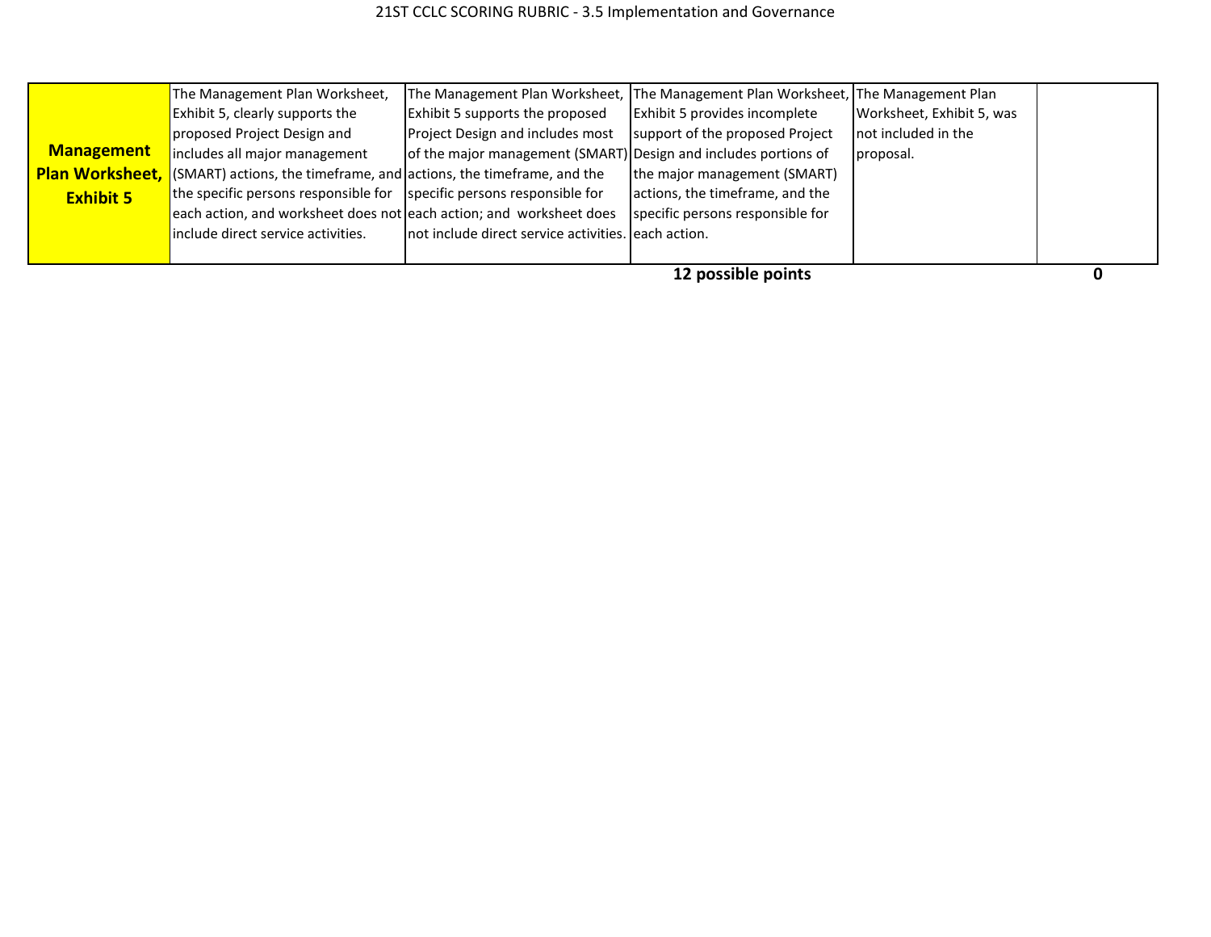| Management Plan Worksheet, Exhibit 5 | The Management Plan Worksheet, Exhibit 5, clearly supports the proposed Project Design and includes all major management (SMART) actions, the timeframe, and the specific persons responsible for each action, and worksheet does not include direct service activities. | The Management Plan Worksheet, Exhibit 5 supports the proposed Project Design and includes most of the major management (SMART) actions, the timeframe, and the specific persons responsible for each action; and worksheet does not include direct service activities. | The Management Plan Worksheet, Exhibit 5 provides incomplete support of the proposed Project Design and includes portions of the major management (SMART) actions, the timeframe, and the specific persons responsible for each action. | The Management Plan Worksheet, Exhibit 5, was not included in the proposal. | |
|---|---|---|---|---|---|
| | | | **12 possible points** | | **0** |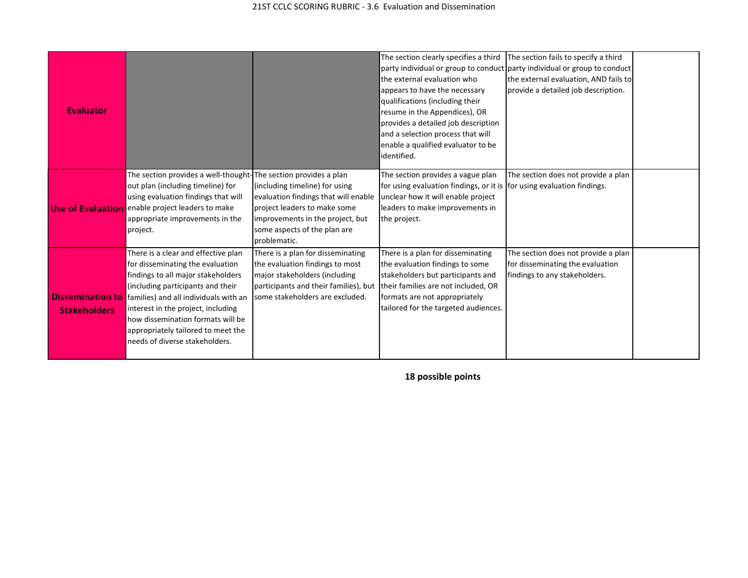21ST CCLC SCORING RUBRIC - 3.6 Evaluation and Dissemination

| | | | | | |
|---|---|---|---|---|---|
| **Evaluator** | | | The section clearly specifies a third party individual or group to conduct the external evaluation who appears to have the necessary qualifications (including their resume in the Appendices), OR provides a detailed job description and a selection process that will enable a qualified evaluator to be identified. | The section fails to specify a third party individual or group to conduct the external evaluation, AND fails to provide a detailed job description. | |
| **Use of Evaluation** | The section provides a well-thought-out plan (including timeline) for using evaluation findings that will enable project leaders to make appropriate improvements in the project. | The section provides a plan (including timeline) for using evaluation findings that will enable project leaders to make some improvements in the project, but some aspects of the plan are problematic. | The section provides a vague plan for using evaluation findings, or it is unclear how it will enable project leaders to make improvements in the project. | The section does not provide a plan for using evaluation findings. | |
| **Dissemination to Stakeholders** | There is a clear and effective plan for disseminating the evaluation findings to all major stakeholders (including participants and their families) and all individuals with an interest in the project, including how dissemination formats will be appropriately tailored to meet the needs of diverse stakeholders. | There is a plan for disseminating the evaluation findings to most major stakeholders (including participants and their families), but some stakeholders are excluded. | There is a plan for disseminating the evaluation findings to some stakeholders but participants and their families are not included, OR formats are not appropriately tailored for the targeted audiences. | The section does not provide a plan for disseminating the evaluation findings to any stakeholders. | |

**18 possible points**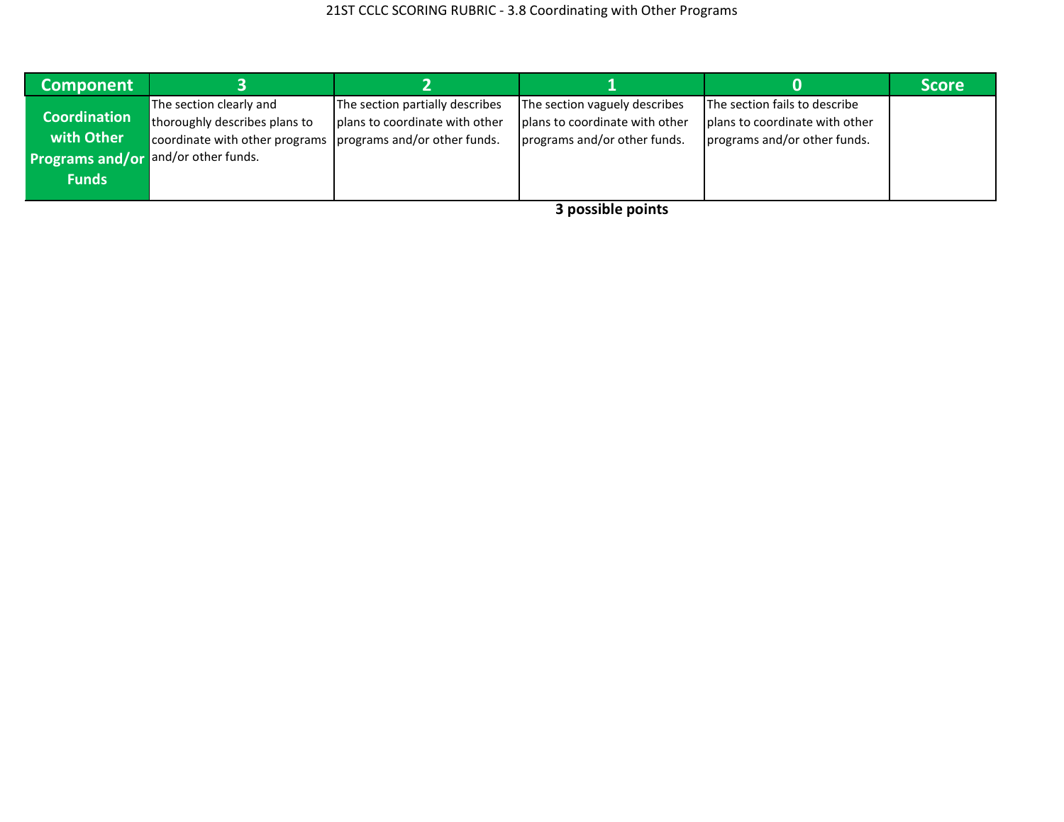# 21ST CCLC SCORING RUBRIC - 3.8 Coordinating with Other Programs

| Component | 3 | 2 | 1 | 0 | Score |
|---|---|---|---|---|---|
| Coordination with Other Programs and/or Funds | The section clearly and thoroughly describes plans to coordinate with other programs and/or other funds. | The section partially describes plans to coordinate with other programs and/or other funds. | The section vaguely describes plans to coordinate with other programs and/or other funds. | The section fails to describe plans to coordinate with other programs and/or other funds. | |

**3 possible points**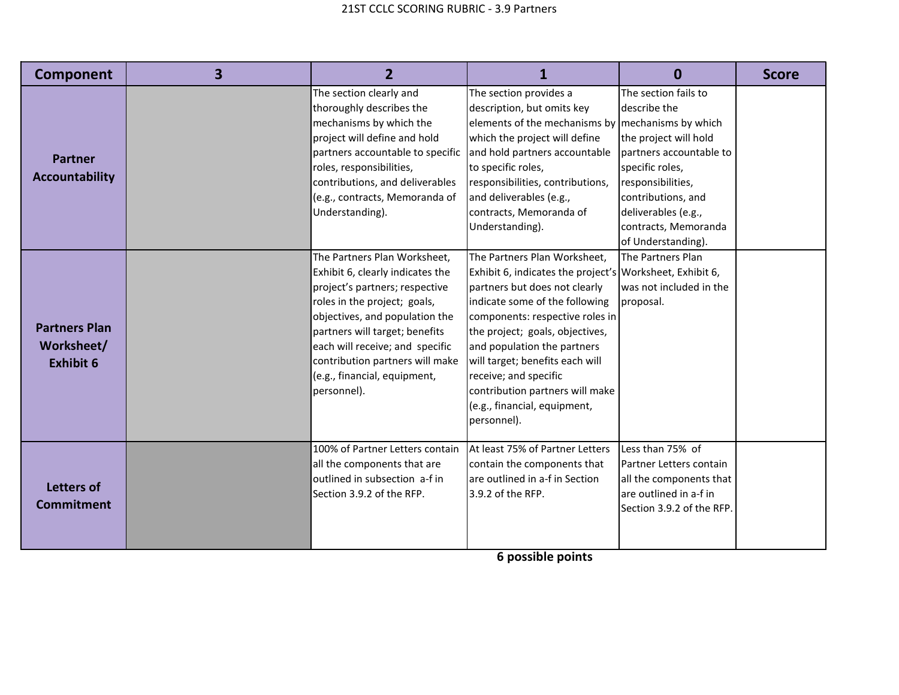# 21ST CCLC SCORING RUBRIC - 3.9 Partners

| Component | 3 | 2 | 1 | 0 | Score |
|---|---|---|---|---|---|
| **Partner Accountability** | | The section clearly and thoroughly describes the mechanisms by which the project will define and hold partners accountable to specific roles, responsibilities, contributions, and deliverables (e.g., contracts, Memoranda of Understanding). | The section provides a description, but omits key elements of the mechanisms by which the project will define and hold partners accountable to specific roles, responsibilities, contributions, and deliverables (e.g., contracts, Memoranda of Understanding). | The section fails to describe the mechanisms by which the project will hold partners accountable to specific roles, responsibilities, contributions, and deliverables (e.g., contracts, Memoranda of Understanding). | |
| **Partners Plan Worksheet/ Exhibit 6** | | The Partners Plan Worksheet, Exhibit 6, clearly indicates the project's partners; respective roles in the project; goals, objectives, and population the partners will target; benefits each will receive; and specific contribution partners will make (e.g., financial, equipment, personnel). | The Partners Plan Worksheet, Exhibit 6, indicates the project's partners but does not clearly indicate some of the following components: respective roles in the project; goals, objectives, and population the partners will target; benefits each will receive; and specific contribution partners will make (e.g., financial, equipment, personnel). | The Partners Plan Worksheet, Exhibit 6, was not included in the proposal. | |
| **Letters of Commitment** | | 100% of Partner Letters contain all the components that are outlined in subsection a-f in Section 3.9.2 of the RFP. | At least 75% of Partner Letters contain the components that are outlined in a-f in Section 3.9.2 of the RFP. | Less than 75% of Partner Letters contain all the components that are outlined in a-f in Section 3.9.2 of the RFP. | |

**6 possible points**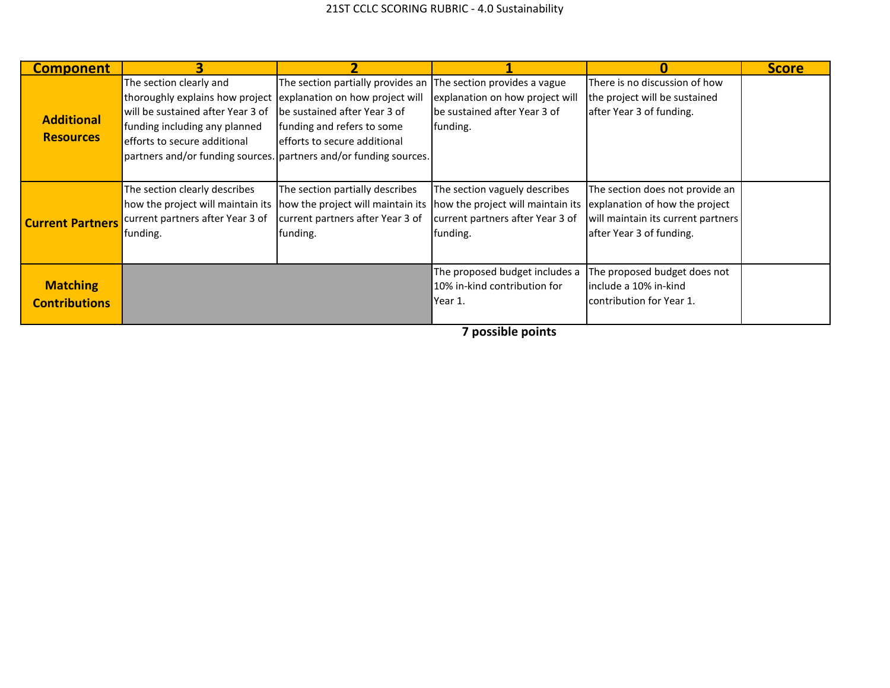# 21ST CCLC SCORING RUBRIC - 4.0 Sustainability

| Component | 3 | 2 | 1 | 0 | Score |
|---|---|---|---|---|---|
| **Additional Resources** | The section clearly and thoroughly explains how project will be sustained after Year 3 of funding including any planned efforts to secure additional partners and/or funding sources. | The section partially provides an explanation on how project will be sustained after Year 3 of funding and refers to some efforts to secure additional partners and/or funding sources. | The section provides a vague explanation on how project will be sustained after Year 3 of funding. | There is no discussion of how the project will be sustained after Year 3 of funding. | |
| **Current Partners** | The section clearly describes how the project will maintain its current partners after Year 3 of funding. | The section partially describes how the project will maintain its current partners after Year 3 of funding. | The section vaguely describes how the project will maintain its current partners after Year 3 of funding. | The section does not provide an explanation of how the project will maintain its current partners after Year 3 of funding. | |
| **Matching Contributions** | | | The proposed budget includes a 10% in-kind contribution for Year 1. | The proposed budget does not include a 10% in-kind contribution for Year 1. | |

**7 possible points**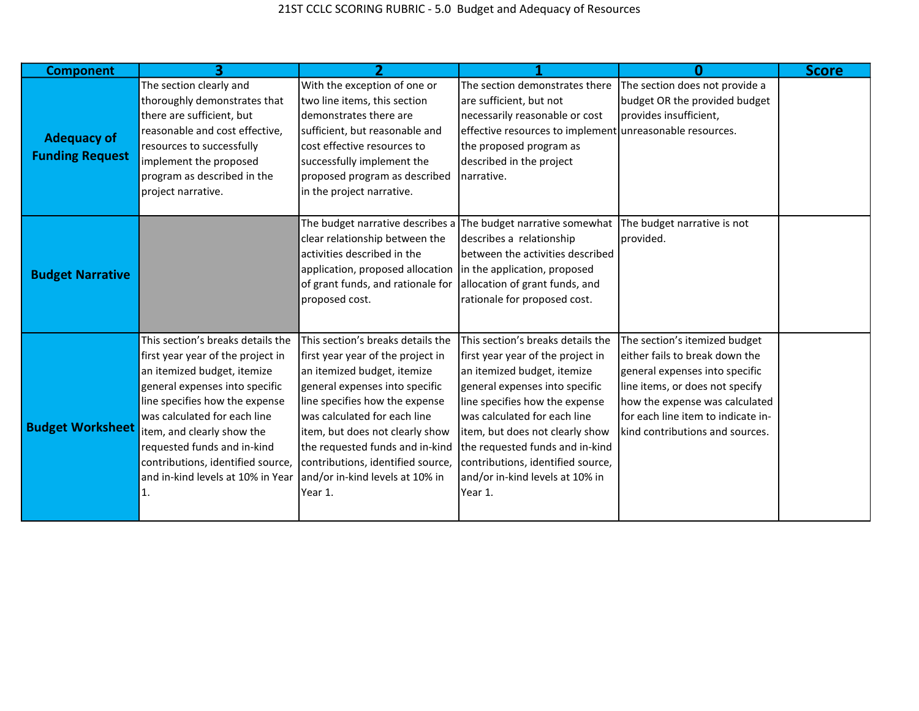# 21ST CCLC SCORING RUBRIC - 5.0 Budget and Adequacy of Resources

| Component | 3 | 2 | 1 | 0 | Score |
| --- | --- | --- | --- | --- | --- |
| **Adequacy of Funding Request** | The section clearly and thoroughly demonstrates that there are sufficient, but reasonable and cost effective, resources to successfully implement the proposed program as described in the project narrative. | With the exception of one or two line items, this section demonstrates there are sufficient, but reasonable and cost effective resources to successfully implement the proposed program as described in the project narrative. | The section demonstrates there are sufficient, but not necessarily reasonable or cost effective resources to implement the proposed program as described in the project narrative. | The section does not provide a budget OR the provided budget provides insufficient, unreasonable resources. | |
| **Budget Narrative** | | The budget narrative describes a clear relationship between the activities described in the application, proposed allocation of grant funds, and rationale for proposed cost. | The budget narrative somewhat describes a relationship between the activities described in the application, proposed allocation of grant funds, and rationale for proposed cost. | The budget narrative is not provided. | |
| **Budget Worksheet** | This section's breaks details the first year year of the project in an itemized budget, itemize general expenses into specific line specifies how the expense was calculated for each line item, and clearly show the requested funds and in-kind contributions, identified source, and in-kind levels at 10% in Year 1. | This section's breaks details the first year year of the project in an itemized budget, itemize general expenses into specific line specifies how the expense was calculated for each line item, but does not clearly show the requested funds and in-kind contributions, identified source, and/or in-kind levels at 10% in Year 1. | This section's breaks details the first year year of the project in an itemized budget, itemize general expenses into specific line specifies how the expense was calculated for each line item, but does not clearly show the requested funds and in-kind contributions, identified source, and/or in-kind levels at 10% in Year 1. | The section's itemized budget either fails to break down the general expenses into specific line items, or does not specify how the expense was calculated for each line item to indicate in-kind contributions and sources. | |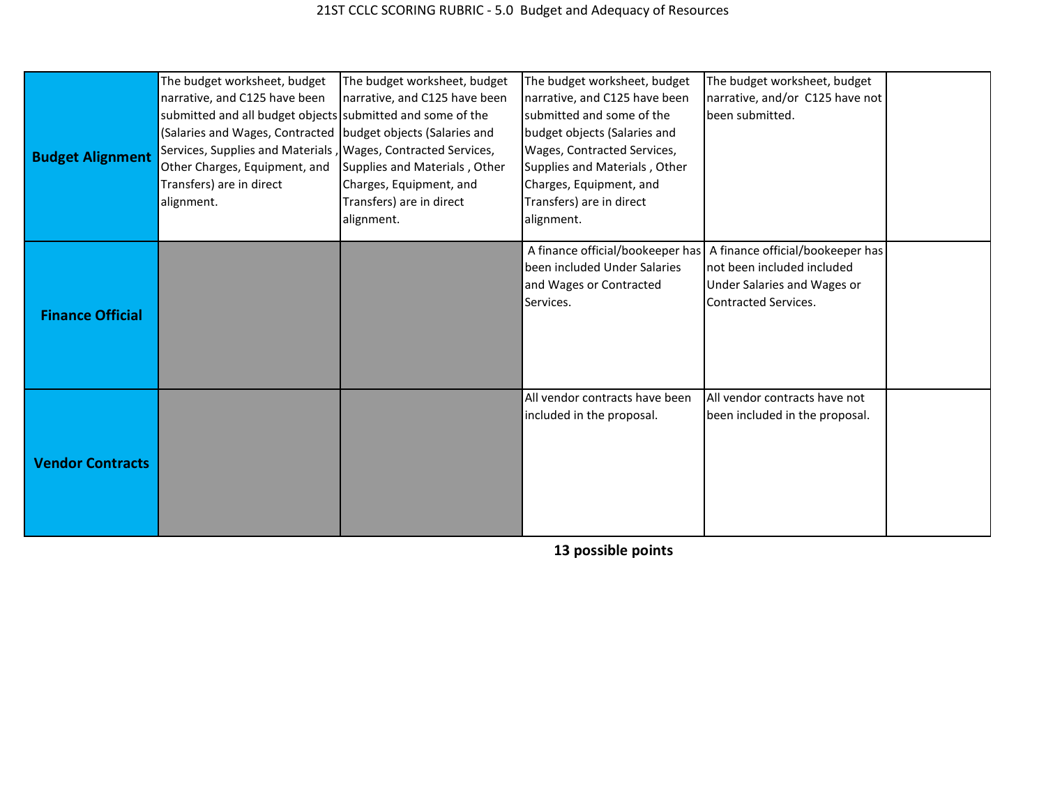# 21ST CCLC SCORING RUBRIC - 5.0 Budget and Adequacy of Resources

| | | | | | |
|---|---|---|---|---|---|
| **Budget Alignment** | The budget worksheet, budget narrative, and C125 have been submitted and all budget objects (Salaries and Wages, Contracted Services, Supplies and Materials , Other Charges, Equipment, and Transfers) are in direct alignment. | The budget worksheet, budget narrative, and C125 have been submitted and some of the budget objects (Salaries and Wages, Contracted Services, Supplies and Materials , Other Charges, Equipment, and Transfers) are in direct alignment. | The budget worksheet, budget narrative, and C125 have been submitted and some of the budget objects (Salaries and Wages, Contracted Services, Supplies and Materials , Other Charges, Equipment, and Transfers) are in direct alignment. | The budget worksheet, budget narrative, and/or C125 have not been submitted. | |
| **Finance Official** | | | A finance official/bookeeper has been included Under Salaries and Wages or Contracted Services. | A finance official/bookeeper has not been included included Under Salaries and Wages or Contracted Services. | |
| **Vendor Contracts** | | | All vendor contracts have been included in the proposal. | All vendor contracts have not been included in the proposal. | |

**13 possible points**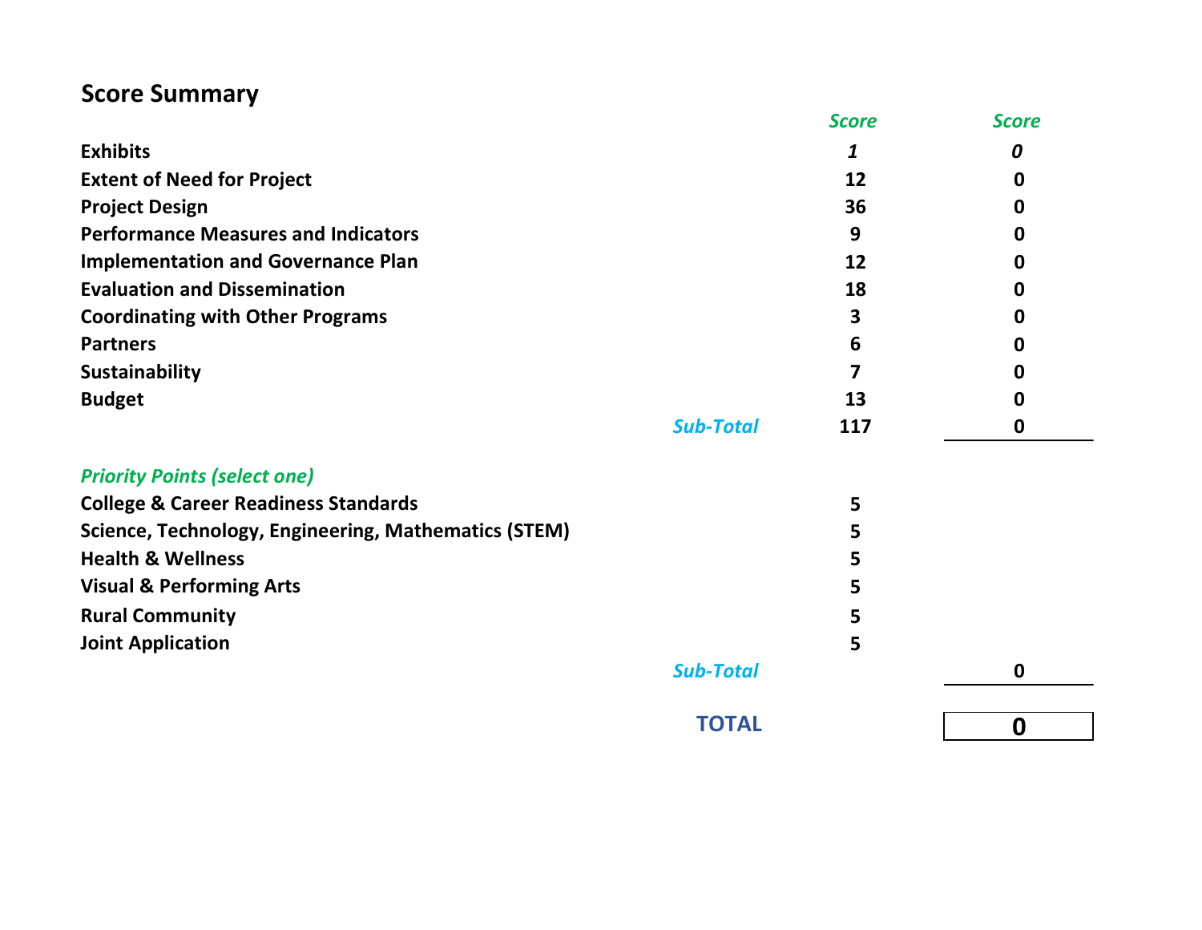## Score Summary

| | | *Score* | *Score* |
|---|---|---|---|
| **Exhibits** | | ***1*** | ***0*** |
| **Extent of Need for Project** | | **12** | **0** |
| **Project Design** | | **36** | **0** |
| **Performance Measures and Indicators** | | **9** | **0** |
| **Implementation and Governance Plan** | | **12** | **0** |
| **Evaluation and Dissemination** | | **18** | **0** |
| **Coordinating with Other Programs** | | **3** | **0** |
| **Partners** | | **6** | **0** |
| **Sustainability** | | **7** | **0** |
| **Budget** | | **13** | **0** |
| | *Sub-Total* | **117** | **0** |
| *Priority Points (select one)* | | | |
| **College & Career Readiness Standards** | | **5** | |
| **Science, Technology, Engineering, Mathematics (STEM)** | | **5** | |
| **Health & Wellness** | | **5** | |
| **Visual & Performing Arts** | | **5** | |
| **Rural Community** | | **5** | |
| **Joint Application** | | **5** | |
| | *Sub-Total* | | **0** |
| | **TOTAL** | | **0** |